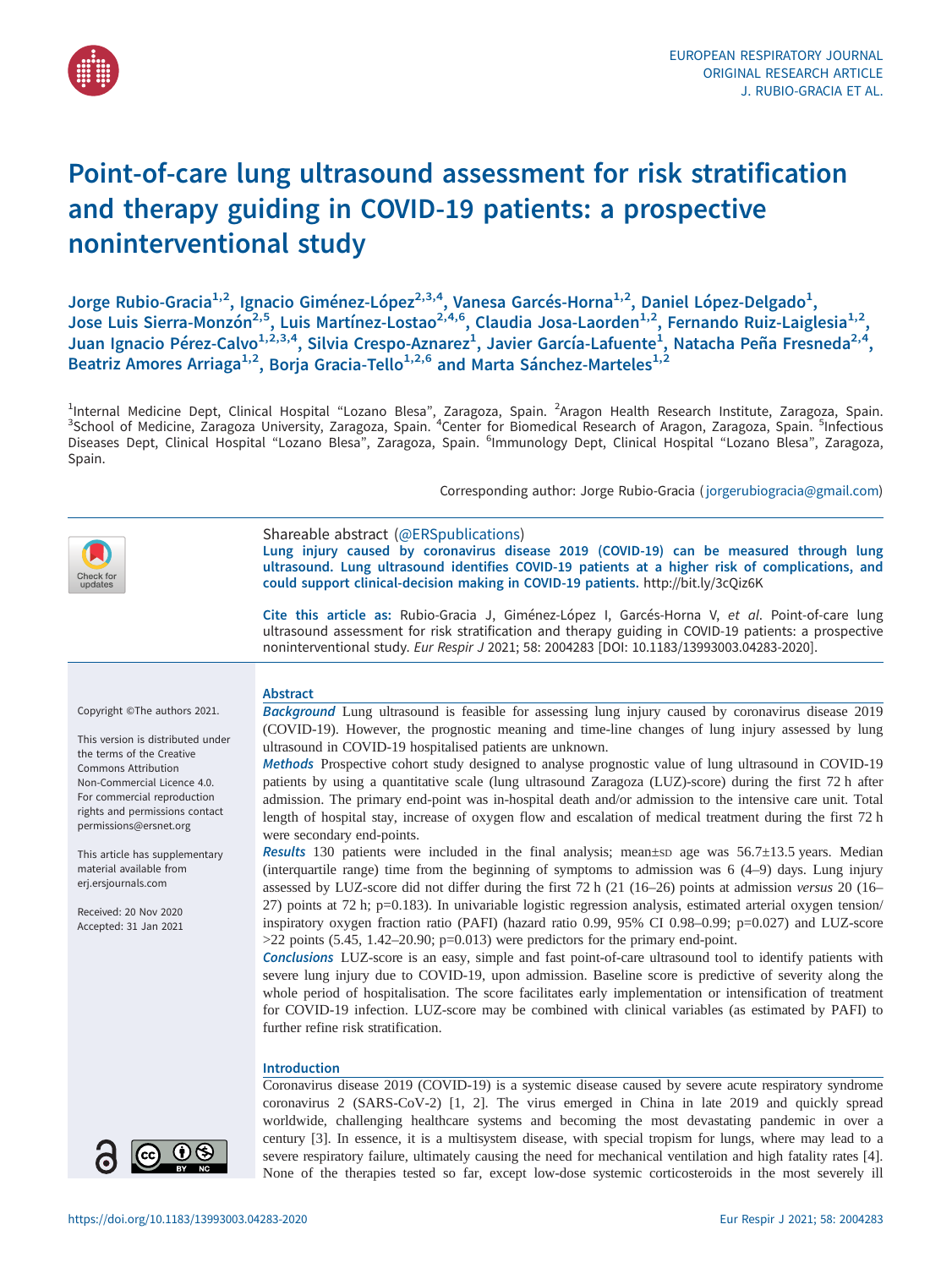# Point-of-care lung ultrasound assessment for risk stratification and therapy guiding in COVID-19 patients: a prospective noninterventional study

Jorge Rubio-Gracia[1,2], Ignacio Giménez-López[2,3,4], Vanesa Garcés-Horna[1,2], Daniel López-Delgado[1], Jose Luis Sierra-Monzón[2,5], Luis Martínez-Lostao[2,4,6], Claudia Josa-Laorden[1,2], Fernando Ruiz-Laiglesia[1,2], Juan Ignacio Pérez-Calvo[1,2,3,4], Silvia Crespo-Aznarez[1], Javier García-Lafuente[1], Natacha Peña Fresneda[2,4], Beatriz Amores Arriaga[1,2], Borja Gracia-Tello[1,2,6] and Marta Sánchez-Marteles[1,2]

[1]Internal Medicine Dept, Clinical Hospital "Lozano Blesa", Zaragoza, Spain. [2]Aragon Health Research Institute, Zaragoza, Spain. [3]School of Medicine, Zaragoza University, Zaragoza, Spain. [4]Center for Biomedical Research of Aragon, Zaragoza, Spain. [5]Infectious Diseases Dept, Clinical Hospital "Lozano Blesa", Zaragoza, Spain. [6]Immunology Dept, Clinical Hospital "Lozano Blesa", Zaragoza, Spain.

Corresponding author: Jorge Rubio-Gracia (jorgerubiogracia@gmail.com)

Shareable abstract (@ERSpublications)
**Lung injury caused by coronavirus disease 2019 (COVID-19) can be measured through lung ultrasound. Lung ultrasound identifies COVID-19 patients at a higher risk of complications, and could support clinical-decision making in COVID-19 patients.** http://bit.ly/3cQiz6K

**Cite this article as:** Rubio-Gracia J, Giménez-López I, Garcés-Horna V, *et al.* Point-of-care lung ultrasound assessment for risk stratification and therapy guiding in COVID-19 patients: a prospective noninterventional study. *Eur Respir J* 2021; 58: 2004283 [DOI: 10.1183/13993003.04283-2020].

Copyright ©The authors 2021.

This version is distributed under the terms of the Creative Commons Attribution Non-Commercial Licence 4.0. For commercial reproduction rights and permissions contact permissions@ersnet.org

This article has supplementary material available from erj.ersjournals.com

Received: 20 Nov 2020
Accepted: 31 Jan 2021

## Abstract

***Background*** Lung ultrasound is feasible for assessing lung injury caused by coronavirus disease 2019 (COVID-19). However, the prognostic meaning and time-line changes of lung injury assessed by lung ultrasound in COVID-19 hospitalised patients are unknown.

***Methods*** Prospective cohort study designed to analyse prognostic value of lung ultrasound in COVID-19 patients by using a quantitative scale (lung ultrasound Zaragoza (LUZ)-score) during the first 72 h after admission. The primary end-point was in-hospital death and/or admission to the intensive care unit. Total length of hospital stay, increase of oxygen flow and escalation of medical treatment during the first 72 h were secondary end-points.

***Results*** 130 patients were included in the final analysis; mean±SD age was 56.7±13.5 years. Median (interquartile range) time from the beginning of symptoms to admission was 6 (4–9) days. Lung injury assessed by LUZ-score did not differ during the first 72 h (21 (16–26) points at admission *versus* 20 (16–27) points at 72 h; p=0.183). In univariable logistic regression analysis, estimated arterial oxygen tension/inspiratory oxygen fraction ratio (PAFI) (hazard ratio 0.99, 95% CI 0.98–0.99; p=0.027) and LUZ-score >22 points (5.45, 1.42–20.90; p=0.013) were predictors for the primary end-point.

***Conclusions*** LUZ-score is an easy, simple and fast point-of-care ultrasound tool to identify patients with severe lung injury due to COVID-19, upon admission. Baseline score is predictive of severity along the whole period of hospitalisation. The score facilitates early implementation or intensification of treatment for COVID-19 infection. LUZ-score may be combined with clinical variables (as estimated by PAFI) to further refine risk stratification.

## Introduction

Coronavirus disease 2019 (COVID-19) is a systemic disease caused by severe acute respiratory syndrome coronavirus 2 (SARS-CoV-2) [1, 2]. The virus emerged in China in late 2019 and quickly spread worldwide, challenging healthcare systems and becoming the most devastating pandemic in over a century [3]. In essence, it is a multisystem disease, with special tropism for lungs, where may lead to a severe respiratory failure, ultimately causing the need for mechanical ventilation and high fatality rates [4]. None of the therapies tested so far, except low-dose systemic corticosteroids in the most severely ill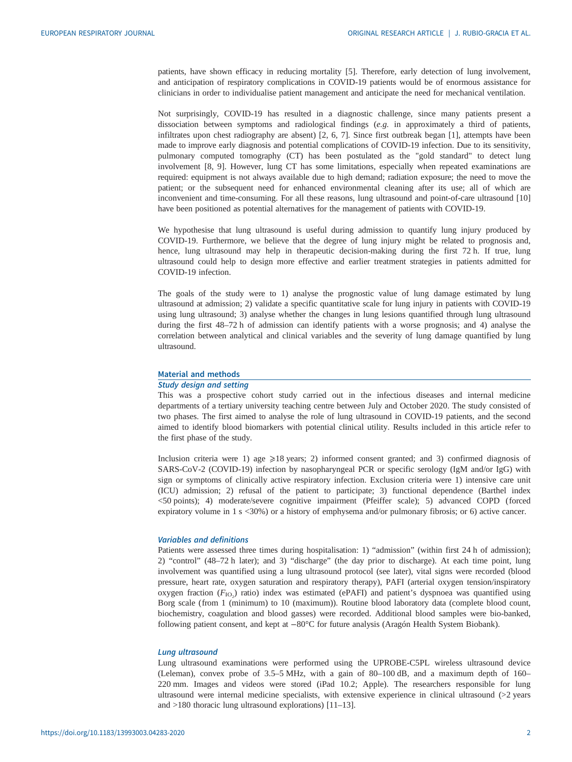patients, have shown efficacy in reducing mortality [5]. Therefore, early detection of lung involvement, and anticipation of respiratory complications in COVID-19 patients would be of enormous assistance for clinicians in order to individualise patient management and anticipate the need for mechanical ventilation.

Not surprisingly, COVID-19 has resulted in a diagnostic challenge, since many patients present a dissociation between symptoms and radiological findings (*e.g.* in approximately a third of patients, infiltrates upon chest radiography are absent) [2, 6, 7]. Since first outbreak began [1], attempts have been made to improve early diagnosis and potential complications of COVID-19 infection. Due to its sensitivity, pulmonary computed tomography (CT) has been postulated as the "gold standard" to detect lung involvement [8, 9]. However, lung CT has some limitations, especially when repeated examinations are required: equipment is not always available due to high demand; radiation exposure; the need to move the patient; or the subsequent need for enhanced environmental cleaning after its use; all of which are inconvenient and time-consuming. For all these reasons, lung ultrasound and point-of-care ultrasound [10] have been positioned as potential alternatives for the management of patients with COVID-19.

We hypothesise that lung ultrasound is useful during admission to quantify lung injury produced by COVID-19. Furthermore, we believe that the degree of lung injury might be related to prognosis and, hence, lung ultrasound may help in therapeutic decision-making during the first 72 h. If true, lung ultrasound could help to design more effective and earlier treatment strategies in patients admitted for COVID-19 infection.

The goals of the study were to 1) analyse the prognostic value of lung damage estimated by lung ultrasound at admission; 2) validate a specific quantitative scale for lung injury in patients with COVID-19 using lung ultrasound; 3) analyse whether the changes in lung lesions quantified through lung ultrasound during the first 48–72 h of admission can identify patients with a worse prognosis; and 4) analyse the correlation between analytical and clinical variables and the severity of lung damage quantified by lung ultrasound.

## Material and methods

### *Study design and setting*

This was a prospective cohort study carried out in the infectious diseases and internal medicine departments of a tertiary university teaching centre between July and October 2020. The study consisted of two phases. The first aimed to analyse the role of lung ultrasound in COVID-19 patients, and the second aimed to identify blood biomarkers with potential clinical utility. Results included in this article refer to the first phase of the study.

Inclusion criteria were 1) age ⩾18 years; 2) informed consent granted; and 3) confirmed diagnosis of SARS-CoV-2 (COVID-19) infection by nasopharyngeal PCR or specific serology (IgM and/or IgG) with sign or symptoms of clinically active respiratory infection. Exclusion criteria were 1) intensive care unit (ICU) admission; 2) refusal of the patient to participate; 3) functional dependence (Barthel index <50 points); 4) moderate/severe cognitive impairment (Pfeiffer scale); 5) advanced COPD (forced expiratory volume in 1 s <30%) or a history of emphysema and/or pulmonary fibrosis; or 6) active cancer.

### *Variables and definitions*

Patients were assessed three times during hospitalisation: 1) "admission" (within first 24 h of admission); 2) "control" (48–72 h later); and 3) "discharge" (the day prior to discharge). At each time point, lung involvement was quantified using a lung ultrasound protocol (see later), vital signs were recorded (blood pressure, heart rate, oxygen saturation and respiratory therapy), PAFI (arterial oxygen tension/inspiratory oxygen fraction ($F_{IO_2}$) ratio) index was estimated (ePAFI) and patient's dyspnoea was quantified using Borg scale (from 1 (minimum) to 10 (maximum)). Routine blood laboratory data (complete blood count, biochemistry, coagulation and blood gasses) were recorded. Additional blood samples were bio-banked, following patient consent, and kept at −80°C for future analysis (Aragón Health System Biobank).

### *Lung ultrasound*

Lung ultrasound examinations were performed using the UPROBE-C5PL wireless ultrasound device (Leleman), convex probe of 3.5–5 MHz, with a gain of 80–100 dB, and a maximum depth of 160–220 mm. Images and videos were stored (iPad 10.2; Apple). The researchers responsible for lung ultrasound were internal medicine specialists, with extensive experience in clinical ultrasound (>2 years and >180 thoracic lung ultrasound explorations) [11–13].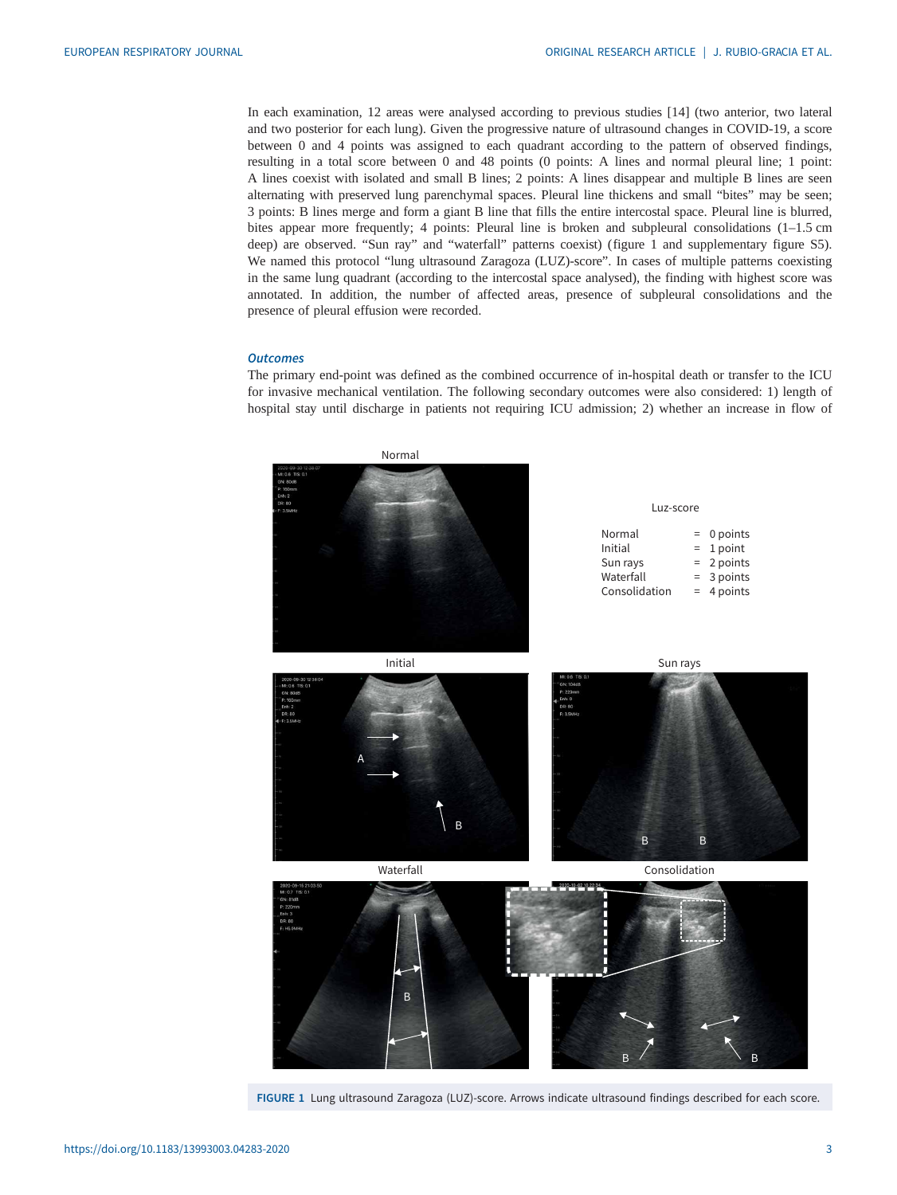In each examination, 12 areas were analysed according to previous studies [14] (two anterior, two lateral and two posterior for each lung). Given the progressive nature of ultrasound changes in COVID-19, a score between 0 and 4 points was assigned to each quadrant according to the pattern of observed findings, resulting in a total score between 0 and 48 points (0 points: A lines and normal pleural line; 1 point: A lines coexist with isolated and small B lines; 2 points: A lines disappear and multiple B lines are seen alternating with preserved lung parenchymal spaces. Pleural line thickens and small "bites" may be seen; 3 points: B lines merge and form a giant B line that fills the entire intercostal space. Pleural line is blurred, bites appear more frequently; 4 points: Pleural line is broken and subpleural consolidations (1–1.5 cm deep) are observed. "Sun ray" and "waterfall" patterns coexist) (figure 1 and supplementary figure S5). We named this protocol "lung ultrasound Zaragoza (LUZ)-score". In cases of multiple patterns coexisting in the same lung quadrant (according to the intercostal space analysed), the finding with highest score was annotated. In addition, the number of affected areas, presence of subpleural consolidations and the presence of pleural effusion were recorded.

### *Outcomes*

The primary end-point was defined as the combined occurrence of in-hospital death or transfer to the ICU for invasive mechanical ventilation. The following secondary outcomes were also considered: 1) length of hospital stay until discharge in patients not requiring ICU admission; 2) whether an increase in flow of

**FIGURE 1** Lung ultrasound Zaragoza (LUZ)-score. Arrows indicate ultrasound findings described for each score.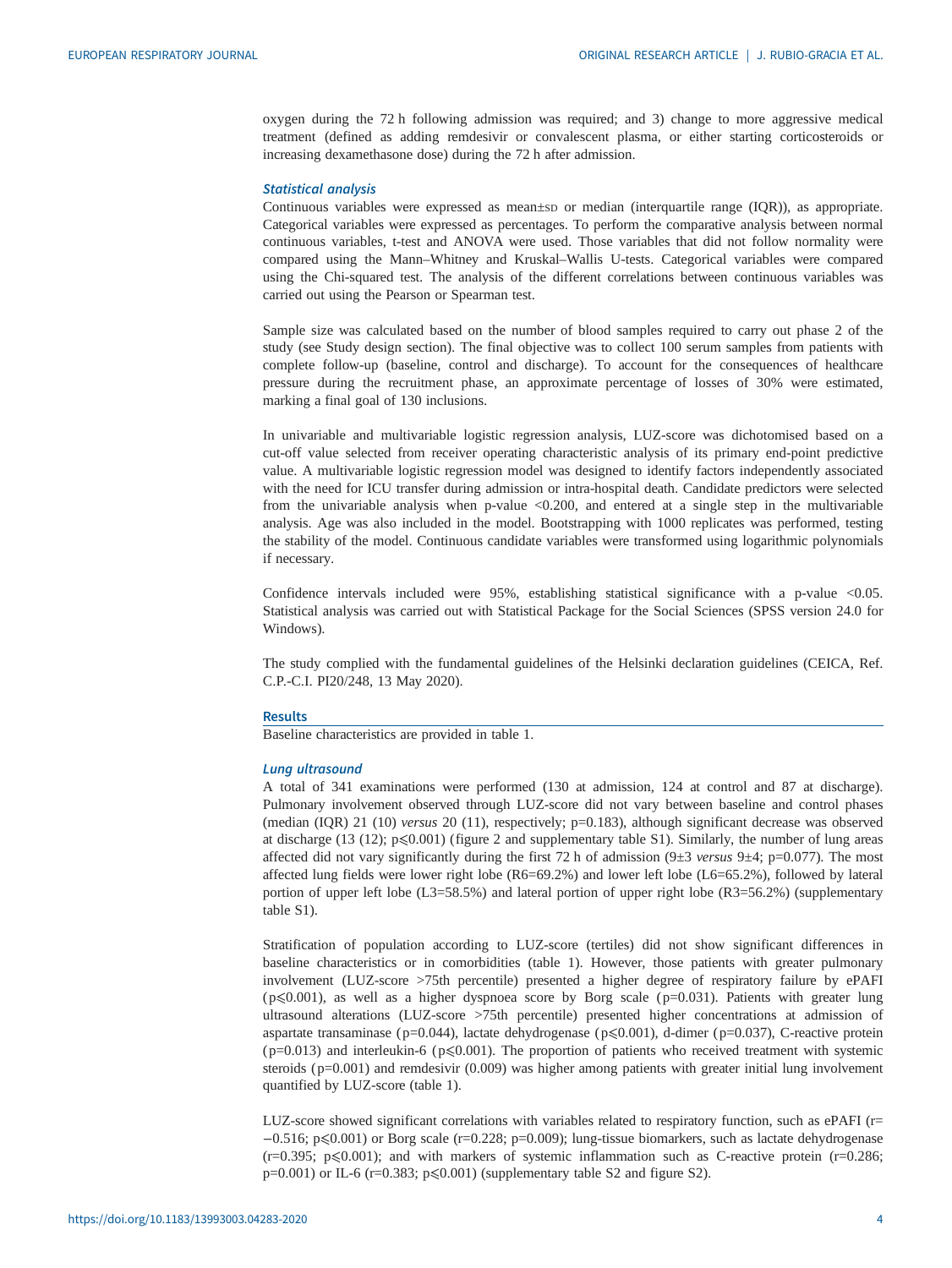oxygen during the 72 h following admission was required; and 3) change to more aggressive medical treatment (defined as adding remdesivir or convalescent plasma, or either starting corticosteroids or increasing dexamethasone dose) during the 72 h after admission.

### *Statistical analysis*

Continuous variables were expressed as mean±SD or median (interquartile range (IQR)), as appropriate. Categorical variables were expressed as percentages. To perform the comparative analysis between normal continuous variables, t-test and ANOVA were used. Those variables that did not follow normality were compared using the Mann–Whitney and Kruskal–Wallis U-tests. Categorical variables were compared using the Chi-squared test. The analysis of the different correlations between continuous variables was carried out using the Pearson or Spearman test.

Sample size was calculated based on the number of blood samples required to carry out phase 2 of the study (see Study design section). The final objective was to collect 100 serum samples from patients with complete follow-up (baseline, control and discharge). To account for the consequences of healthcare pressure during the recruitment phase, an approximate percentage of losses of 30% were estimated, marking a final goal of 130 inclusions.

In univariable and multivariable logistic regression analysis, LUZ-score was dichotomised based on a cut-off value selected from receiver operating characteristic analysis of its primary end-point predictive value. A multivariable logistic regression model was designed to identify factors independently associated with the need for ICU transfer during admission or intra-hospital death. Candidate predictors were selected from the univariable analysis when p-value <0.200, and entered at a single step in the multivariable analysis. Age was also included in the model. Bootstrapping with 1000 replicates was performed, testing the stability of the model. Continuous candidate variables were transformed using logarithmic polynomials if necessary.

Confidence intervals included were 95%, establishing statistical significance with a p-value <0.05. Statistical analysis was carried out with Statistical Package for the Social Sciences (SPSS version 24.0 for Windows).

The study complied with the fundamental guidelines of the Helsinki declaration guidelines (CEICA, Ref. C.P.-C.I. PI20/248, 13 May 2020).

## Results

Baseline characteristics are provided in table 1.

### *Lung ultrasound*

A total of 341 examinations were performed (130 at admission, 124 at control and 87 at discharge). Pulmonary involvement observed through LUZ-score did not vary between baseline and control phases (median (IQR) 21 (10) *versus* 20 (11), respectively; p=0.183), although significant decrease was observed at discharge (13 (12); p⩽0.001) (figure 2 and supplementary table S1). Similarly, the number of lung areas affected did not vary significantly during the first 72 h of admission (9±3 *versus* 9±4; p=0.077). The most affected lung fields were lower right lobe (R6=69.2%) and lower left lobe (L6=65.2%), followed by lateral portion of upper left lobe (L3=58.5%) and lateral portion of upper right lobe (R3=56.2%) (supplementary table S1).

Stratification of population according to LUZ-score (tertiles) did not show significant differences in baseline characteristics or in comorbidities (table 1). However, those patients with greater pulmonary involvement (LUZ-score >75th percentile) presented a higher degree of respiratory failure by ePAFI (p⩽0.001), as well as a higher dyspnoea score by Borg scale (p=0.031). Patients with greater lung ultrasound alterations (LUZ-score >75th percentile) presented higher concentrations at admission of aspartate transaminase (p=0.044), lactate dehydrogenase (p⩽0.001), d-dimer (p=0.037), C-reactive protein (p=0.013) and interleukin-6 (p⩽0.001). The proportion of patients who received treatment with systemic steroids (p=0.001) and remdesivir (0.009) was higher among patients with greater initial lung involvement quantified by LUZ-score (table 1).

LUZ-score showed significant correlations with variables related to respiratory function, such as ePAFI (r= −0.516; p⩽0.001) or Borg scale (r=0.228; p=0.009); lung-tissue biomarkers, such as lactate dehydrogenase (r=0.395; p⩽0.001); and with markers of systemic inflammation such as C-reactive protein (r=0.286; p=0.001) or IL-6 (r=0.383; p⩽0.001) (supplementary table S2 and figure S2).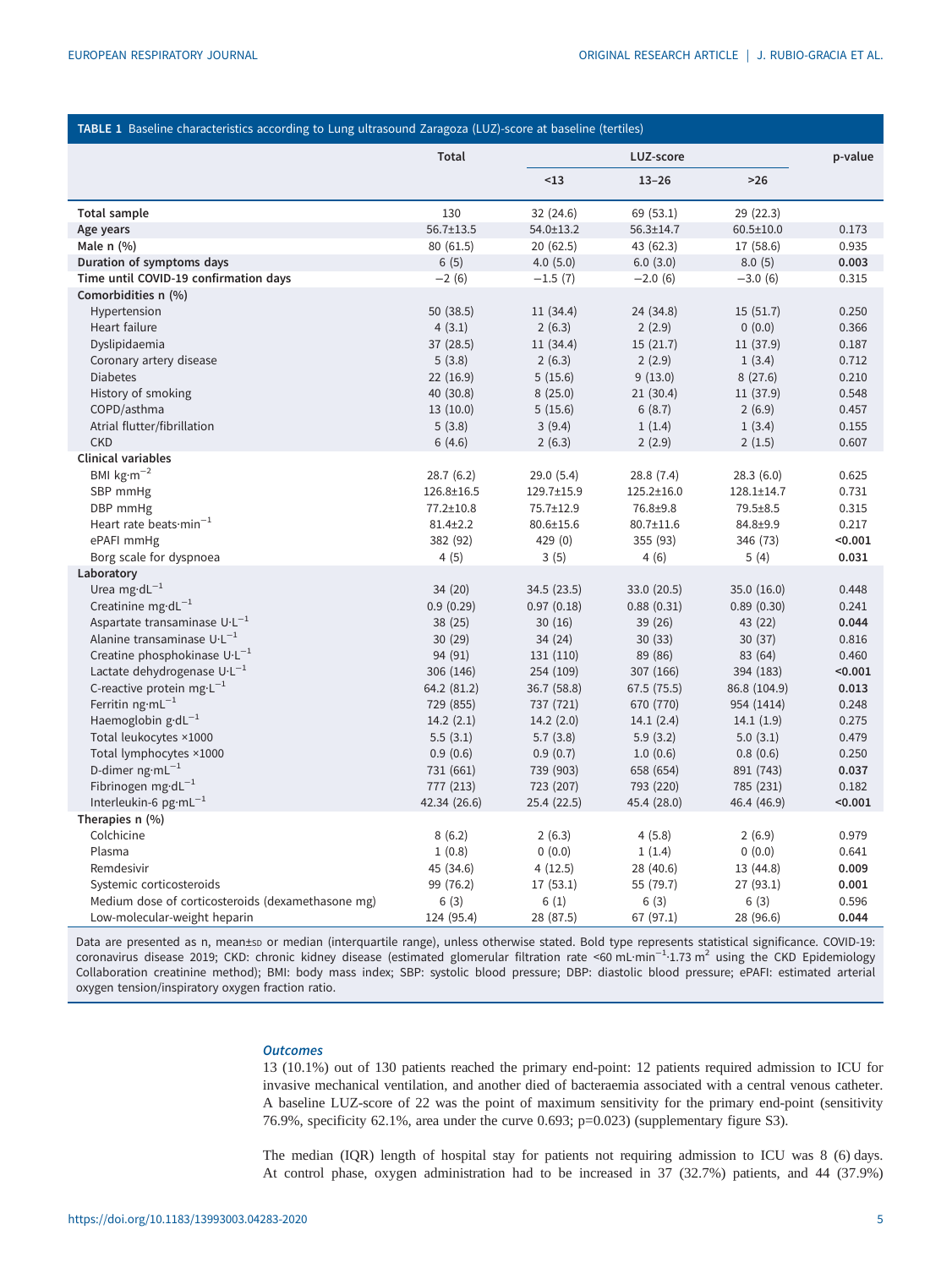**TABLE 1** Baseline characteristics according to Lung ultrasound Zaragoza (LUZ)-score at baseline (tertiles)

| | Total | LUZ-score | | | p-value |
|---|---|---|---|---|---|
| | | <13 | 13–26 | >26 | |
| **Total sample** | 130 | 32 (24.6) | 69 (53.1) | 29 (22.3) | |
| **Age years** | 56.7±13.5 | 54.0±13.2 | 56.3±14.7 | 60.5±10.0 | 0.173 |
| **Male n (%)** | 80 (61.5) | 20 (62.5) | 43 (62.3) | 17 (58.6) | 0.935 |
| **Duration of symptoms days** | 6 (5) | 4.0 (5.0) | 6.0 (3.0) | 8.0 (5) | **0.003** |
| **Time until COVID-19 confirmation days** | −2 (6) | −1.5 (7) | −2.0 (6) | −3.0 (6) | 0.315 |
| **Comorbidities n (%)** | | | | | |
| Hypertension | 50 (38.5) | 11 (34.4) | 24 (34.8) | 15 (51.7) | 0.250 |
| Heart failure | 4 (3.1) | 2 (6.3) | 2 (2.9) | 0 (0.0) | 0.366 |
| Dyslipidaemia | 37 (28.5) | 11 (34.4) | 15 (21.7) | 11 (37.9) | 0.187 |
| Coronary artery disease | 5 (3.8) | 2 (6.3) | 2 (2.9) | 1 (3.4) | 0.712 |
| Diabetes | 22 (16.9) | 5 (15.6) | 9 (13.0) | 8 (27.6) | 0.210 |
| History of smoking | 40 (30.8) | 8 (25.0) | 21 (30.4) | 11 (37.9) | 0.548 |
| COPD/asthma | 13 (10.0) | 5 (15.6) | 6 (8.7) | 2 (6.9) | 0.457 |
| Atrial flutter/fibrillation | 5 (3.8) | 3 (9.4) | 1 (1.4) | 1 (3.4) | 0.155 |
| CKD | 6 (4.6) | 2 (6.3) | 2 (2.9) | 2 (1.5) | 0.607 |
| **Clinical variables** | | | | | |
| BMI $kg \cdot m^{-2}$ | 28.7 (6.2) | 29.0 (5.4) | 28.8 (7.4) | 28.3 (6.0) | 0.625 |
| SBP mmHg | 126.8±16.5 | 129.7±15.9 | 125.2±16.0 | 128.1±14.7 | 0.731 |
| DBP mmHg | 77.2±10.8 | 75.7±12.9 | 76.8±9.8 | 79.5±8.5 | 0.315 |
| Heart rate $beats \cdot min^{-1}$ | 81.4±2.2 | 80.6±15.6 | 80.7±11.6 | 84.8±9.9 | 0.217 |
| ePAFI mmHg | 382 (92) | 429 (0) | 355 (93) | 346 (73) | **<0.001** |
| Borg scale for dyspnoea | 4 (5) | 3 (5) | 4 (6) | 5 (4) | **0.031** |
| **Laboratory** | | | | | |
| Urea $mg \cdot dL^{-1}$ | 34 (20) | 34.5 (23.5) | 33.0 (20.5) | 35.0 (16.0) | 0.448 |
| Creatinine $mg \cdot dL^{-1}$ | 0.9 (0.29) | 0.97 (0.18) | 0.88 (0.31) | 0.89 (0.30) | 0.241 |
| Aspartate transaminase $U \cdot L^{-1}$ | 38 (25) | 30 (16) | 39 (26) | 43 (22) | **0.044** |
| Alanine transaminase $U \cdot L^{-1}$ | 30 (29) | 34 (24) | 30 (33) | 30 (37) | 0.816 |
| Creatine phosphokinase $U \cdot L^{-1}$ | 94 (91) | 131 (110) | 89 (86) | 83 (64) | 0.460 |
| Lactate dehydrogenase $U \cdot L^{-1}$ | 306 (146) | 254 (109) | 307 (166) | 394 (183) | **<0.001** |
| C-reactive protein $mg \cdot L^{-1}$ | 64.2 (81.2) | 36.7 (58.8) | 67.5 (75.5) | 86.8 (104.9) | **0.013** |
| Ferritin $ng \cdot mL^{-1}$ | 729 (855) | 737 (721) | 670 (770) | 954 (1414) | 0.248 |
| Haemoglobin $g \cdot dL^{-1}$ | 14.2 (2.1) | 14.2 (2.0) | 14.1 (2.4) | 14.1 (1.9) | 0.275 |
| Total leukocytes ×1000 | 5.5 (3.1) | 5.7 (3.8) | 5.9 (3.2) | 5.0 (3.1) | 0.479 |
| Total lymphocytes ×1000 | 0.9 (0.6) | 0.9 (0.7) | 1.0 (0.6) | 0.8 (0.6) | 0.250 |
| D-dimer $ng \cdot mL^{-1}$ | 731 (661) | 739 (903) | 658 (654) | 891 (743) | **0.037** |
| Fibrinogen $mg \cdot dL^{-1}$ | 777 (213) | 723 (207) | 793 (220) | 785 (231) | 0.182 |
| Interleukin-6 $pg \cdot mL^{-1}$ | 42.34 (26.6) | 25.4 (22.5) | 45.4 (28.0) | 46.4 (46.9) | **<0.001** |
| **Therapies n (%)** | | | | | |
| Colchicine | 8 (6.2) | 2 (6.3) | 4 (5.8) | 2 (6.9) | 0.979 |
| Plasma | 1 (0.8) | 0 (0.0) | 1 (1.4) | 0 (0.0) | 0.641 |
| Remdesivir | 45 (34.6) | 4 (12.5) | 28 (40.6) | 13 (44.8) | **0.009** |
| Systemic corticosteroids | 99 (76.2) | 17 (53.1) | 55 (79.7) | 27 (93.1) | **0.001** |
| Medium dose of corticosteroids (dexamethasone mg) | 6 (3) | 6 (1) | 6 (3) | 6 (3) | 0.596 |
| Low-molecular-weight heparin | 124 (95.4) | 28 (87.5) | 67 (97.1) | 28 (96.6) | **0.044** |

Data are presented as n, mean±SD or median (interquartile range), unless otherwise stated. Bold type represents statistical significance. COVID-19: coronavirus disease 2019; CKD: chronic kidney disease (estimated glomerular filtration rate <60 $mL \cdot min^{-1} \cdot 1.73\ m^2$ using the CKD Epidemiology Collaboration creatinine method); BMI: body mass index; SBP: systolic blood pressure; DBP: diastolic blood pressure; ePAFI: estimated arterial oxygen tension/inspiratory oxygen fraction ratio.

### *Outcomes*

13 (10.1%) out of 130 patients reached the primary end-point: 12 patients required admission to ICU for invasive mechanical ventilation, and another died of bacteraemia associated with a central venous catheter. A baseline LUZ-score of 22 was the point of maximum sensitivity for the primary end-point (sensitivity 76.9%, specificity 62.1%, area under the curve 0.693; p=0.023) (supplementary figure S3).

The median (IQR) length of hospital stay for patients not requiring admission to ICU was 8 (6) days. At control phase, oxygen administration had to be increased in 37 (32.7%) patients, and 44 (37.9%)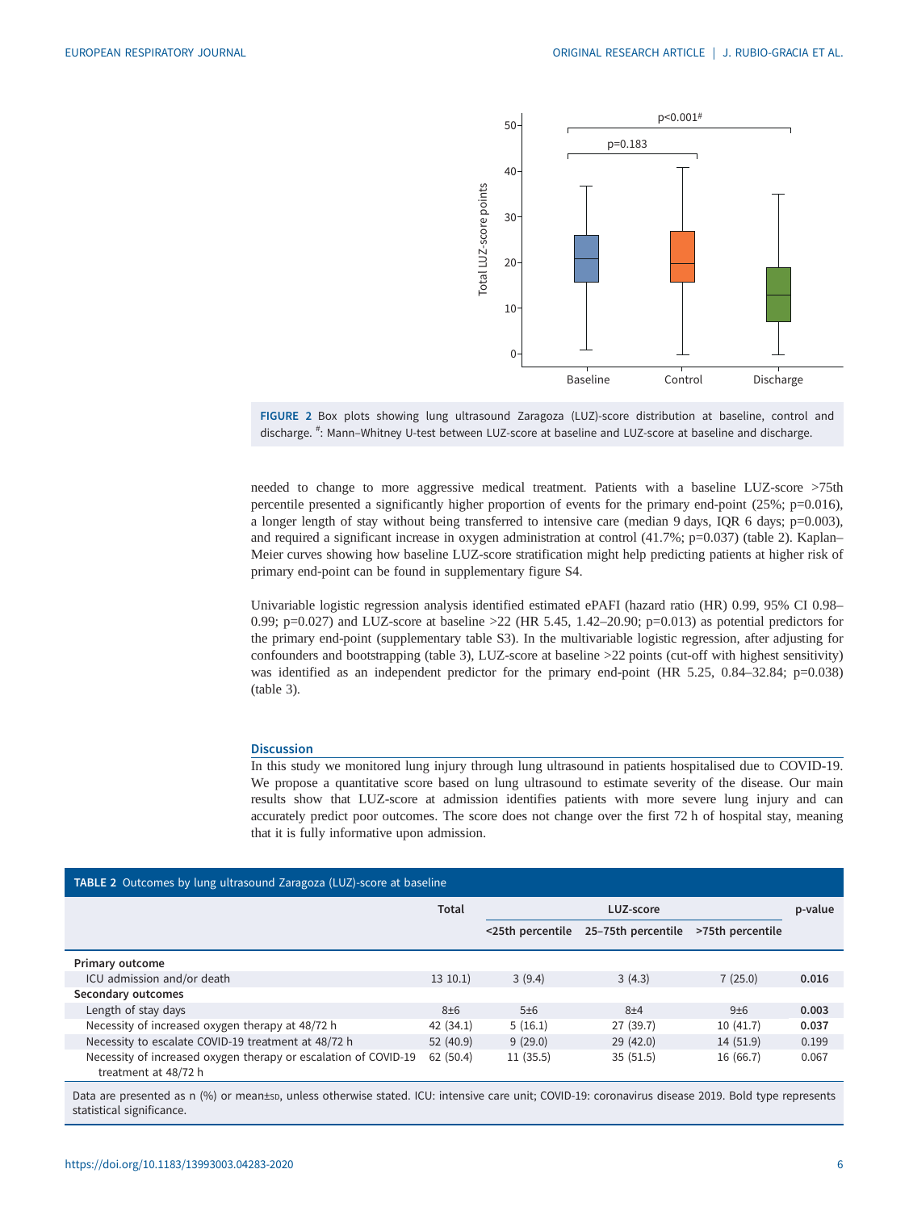FIGURE 2 Box plots showing lung ultrasound Zaragoza (LUZ)-score distribution at baseline, control and discharge. #: Mann–Whitney U-test between LUZ-score at baseline and LUZ-score at baseline and discharge.

needed to change to more aggressive medical treatment. Patients with a baseline LUZ-score >75th percentile presented a significantly higher proportion of events for the primary end-point (25%; p=0.016), a longer length of stay without being transferred to intensive care (median 9 days, IQR 6 days; p=0.003), and required a significant increase in oxygen administration at control (41.7%; p=0.037) (table 2). Kaplan–Meier curves showing how baseline LUZ-score stratification might help predicting patients at higher risk of primary end-point can be found in supplementary figure S4.

Univariable logistic regression analysis identified estimated ePAFI (hazard ratio (HR) 0.99, 95% CI 0.98–0.99; p=0.027) and LUZ-score at baseline >22 (HR 5.45, 1.42–20.90; p=0.013) as potential predictors for the primary end-point (supplementary table S3). In the multivariable logistic regression, after adjusting for confounders and bootstrapping (table 3), LUZ-score at baseline >22 points (cut-off with highest sensitivity) was identified as an independent predictor for the primary end-point (HR 5.25, 0.84–32.84; p=0.038) (table 3).

## Discussion

In this study we monitored lung injury through lung ultrasound in patients hospitalised due to COVID-19. We propose a quantitative score based on lung ultrasound to estimate severity of the disease. Our main results show that LUZ-score at admission identifies patients with more severe lung injury and can accurately predict poor outcomes. The score does not change over the first 72 h of hospital stay, meaning that it is fully informative upon admission.

**TABLE 2** Outcomes by lung ultrasound Zaragoza (LUZ)-score at baseline

| | Total | LUZ-score | | | p-value |
|---|---|---|---|---|---|
| | | <25th percentile | 25–75th percentile | >75th percentile | |
| **Primary outcome** | | | | | |
| ICU admission and/or death | 13 10.1) | 3 (9.4) | 3 (4.3) | 7 (25.0) | **0.016** |
| **Secondary outcomes** | | | | | |
| Length of stay days | 8±6 | 5±6 | 8±4 | 9±6 | **0.003** |
| Necessity of increased oxygen therapy at 48/72 h | 42 (34.1) | 5 (16.1) | 27 (39.7) | 10 (41.7) | **0.037** |
| Necessity to escalate COVID-19 treatment at 48/72 h | 52 (40.9) | 9 (29.0) | 29 (42.0) | 14 (51.9) | 0.199 |
| Necessity of increased oxygen therapy or escalation of COVID-19 treatment at 48/72 h | 62 (50.4) | 11 (35.5) | 35 (51.5) | 16 (66.7) | 0.067 |

Data are presented as n (%) or mean±SD, unless otherwise stated. ICU: intensive care unit; COVID-19: coronavirus disease 2019. Bold type represents statistical significance.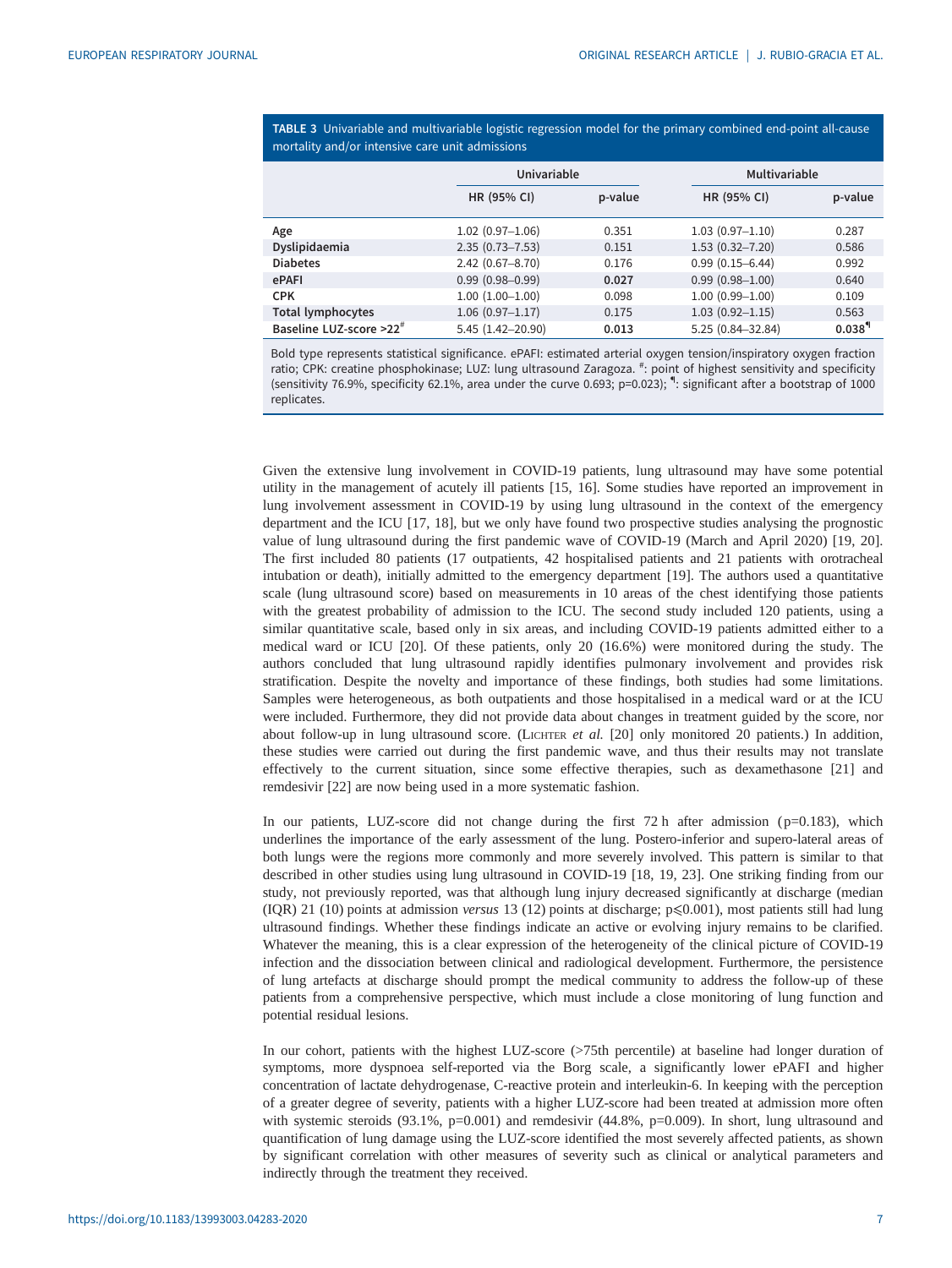**TABLE 3** Univariable and multivariable logistic regression model for the primary combined end-point all-cause mortality and/or intensive care unit admissions

| | Univariable | | Multivariable | |
|---|---|---|---|---|
| | HR (95% CI) | p-value | HR (95% CI) | p-value |
| Age | 1.02 (0.97–1.06) | 0.351 | 1.03 (0.97–1.10) | 0.287 |
| Dyslipidaemia | 2.35 (0.73–7.53) | 0.151 | 1.53 (0.32–7.20) | 0.586 |
| Diabetes | 2.42 (0.67–8.70) | 0.176 | 0.99 (0.15–6.44) | 0.992 |
| ePAFI | 0.99 (0.98–0.99) | **0.027** | 0.99 (0.98–1.00) | 0.640 |
| CPK | 1.00 (1.00–1.00) | 0.098 | 1.00 (0.99–1.00) | 0.109 |
| Total lymphocytes | 1.06 (0.97–1.17) | 0.175 | 1.03 (0.92–1.15) | 0.563 |
| Baseline LUZ-score >22[#] | 5.45 (1.42–20.90) | **0.013** | 5.25 (0.84–32.84) | **0.038**[¶] |

Bold type represents statistical significance. ePAFI: estimated arterial oxygen tension/inspiratory oxygen fraction ratio; CPK: creatine phosphokinase; LUZ: lung ultrasound Zaragoza. #: point of highest sensitivity and specificity (sensitivity 76.9%, specificity 62.1%, area under the curve 0.693; p=0.023); ¶: significant after a bootstrap of 1000 replicates.

Given the extensive lung involvement in COVID-19 patients, lung ultrasound may have some potential utility in the management of acutely ill patients [15, 16]. Some studies have reported an improvement in lung involvement assessment in COVID-19 by using lung ultrasound in the context of the emergency department and the ICU [17, 18], but we only have found two prospective studies analysing the prognostic value of lung ultrasound during the first pandemic wave of COVID-19 (March and April 2020) [19, 20]. The first included 80 patients (17 outpatients, 42 hospitalised patients and 21 patients with orotracheal intubation or death), initially admitted to the emergency department [19]. The authors used a quantitative scale (lung ultrasound score) based on measurements in 10 areas of the chest identifying those patients with the greatest probability of admission to the ICU. The second study included 120 patients, using a similar quantitative scale, based only in six areas, and including COVID-19 patients admitted either to a medical ward or ICU [20]. Of these patients, only 20 (16.6%) were monitored during the study. The authors concluded that lung ultrasound rapidly identifies pulmonary involvement and provides risk stratification. Despite the novelty and importance of these findings, both studies had some limitations. Samples were heterogeneous, as both outpatients and those hospitalised in a medical ward or at the ICU were included. Furthermore, they did not provide data about changes in treatment guided by the score, nor about follow-up in lung ultrasound score. (Lichter *et al.* [20] only monitored 20 patients.) In addition, these studies were carried out during the first pandemic wave, and thus their results may not translate effectively to the current situation, since some effective therapies, such as dexamethasone [21] and remdesivir [22] are now being used in a more systematic fashion.

In our patients, LUZ-score did not change during the first 72 h after admission (p=0.183), which underlines the importance of the early assessment of the lung. Postero-inferior and supero-lateral areas of both lungs were the regions more commonly and more severely involved. This pattern is similar to that described in other studies using lung ultrasound in COVID-19 [18, 19, 23]. One striking finding from our study, not previously reported, was that although lung injury decreased significantly at discharge (median (IQR) 21 (10) points at admission *versus* 13 (12) points at discharge; $p \leqslant 0.001$), most patients still had lung ultrasound findings. Whether these findings indicate an active or evolving injury remains to be clarified. Whatever the meaning, this is a clear expression of the heterogeneity of the clinical picture of COVID-19 infection and the dissociation between clinical and radiological development. Furthermore, the persistence of lung artefacts at discharge should prompt the medical community to address the follow-up of these patients from a comprehensive perspective, which must include a close monitoring of lung function and potential residual lesions.

In our cohort, patients with the highest LUZ-score (>75th percentile) at baseline had longer duration of symptoms, more dyspnoea self-reported via the Borg scale, a significantly lower ePAFI and higher concentration of lactate dehydrogenase, C-reactive protein and interleukin-6. In keeping with the perception of a greater degree of severity, patients with a higher LUZ-score had been treated at admission more often with systemic steroids (93.1%, p=0.001) and remdesivir (44.8%, p=0.009). In short, lung ultrasound and quantification of lung damage using the LUZ-score identified the most severely affected patients, as shown by significant correlation with other measures of severity such as clinical or analytical parameters and indirectly through the treatment they received.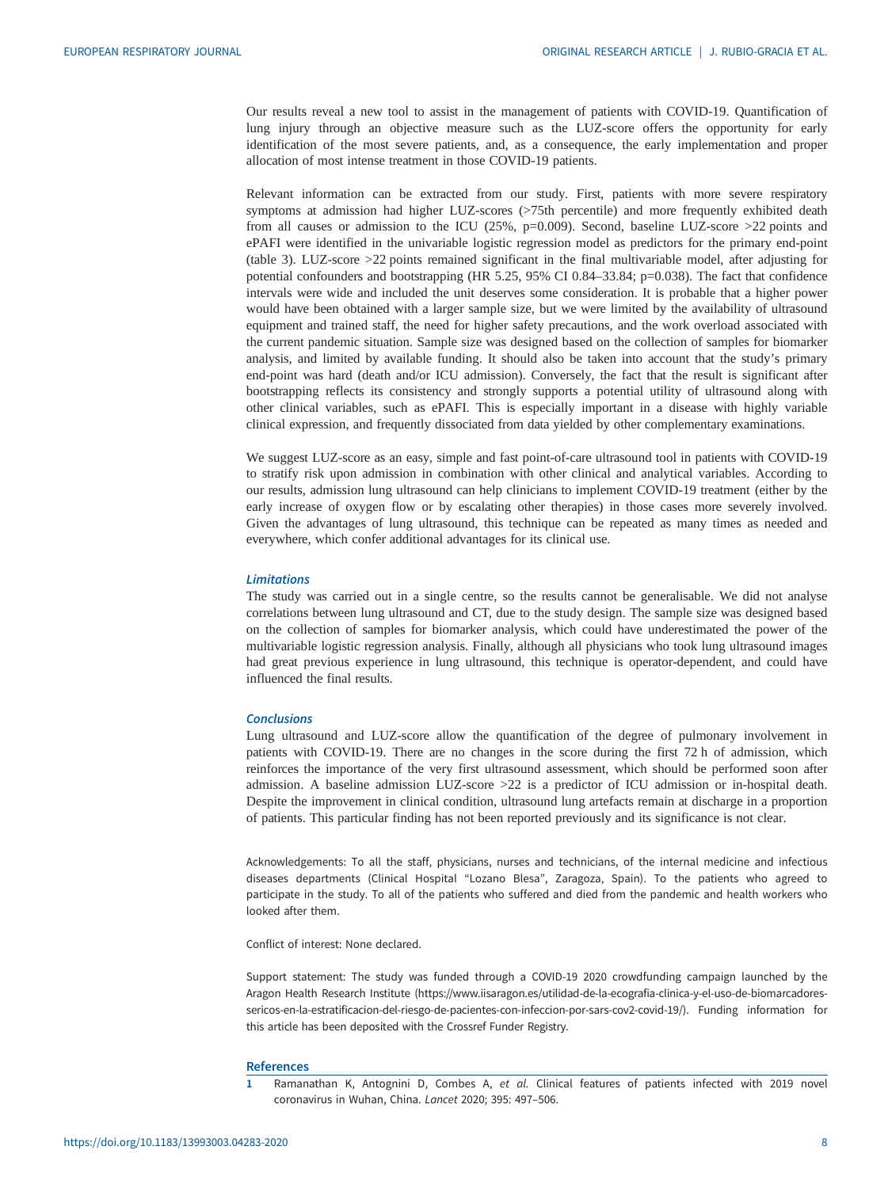Our results reveal a new tool to assist in the management of patients with COVID-19. Quantification of lung injury through an objective measure such as the LUZ-score offers the opportunity for early identification of the most severe patients, and, as a consequence, the early implementation and proper allocation of most intense treatment in those COVID-19 patients.

Relevant information can be extracted from our study. First, patients with more severe respiratory symptoms at admission had higher LUZ-scores (>75th percentile) and more frequently exhibited death from all causes or admission to the ICU (25%, p=0.009). Second, baseline LUZ-score >22 points and ePAFI were identified in the univariable logistic regression model as predictors for the primary end-point (table 3). LUZ-score >22 points remained significant in the final multivariable model, after adjusting for potential confounders and bootstrapping (HR 5.25, 95% CI 0.84–33.84; p=0.038). The fact that confidence intervals were wide and included the unit deserves some consideration. It is probable that a higher power would have been obtained with a larger sample size, but we were limited by the availability of ultrasound equipment and trained staff, the need for higher safety precautions, and the work overload associated with the current pandemic situation. Sample size was designed based on the collection of samples for biomarker analysis, and limited by available funding. It should also be taken into account that the study's primary end-point was hard (death and/or ICU admission). Conversely, the fact that the result is significant after bootstrapping reflects its consistency and strongly supports a potential utility of ultrasound along with other clinical variables, such as ePAFI. This is especially important in a disease with highly variable clinical expression, and frequently dissociated from data yielded by other complementary examinations.

We suggest LUZ-score as an easy, simple and fast point-of-care ultrasound tool in patients with COVID-19 to stratify risk upon admission in combination with other clinical and analytical variables. According to our results, admission lung ultrasound can help clinicians to implement COVID-19 treatment (either by the early increase of oxygen flow or by escalating other therapies) in those cases more severely involved. Given the advantages of lung ultrasound, this technique can be repeated as many times as needed and everywhere, which confer additional advantages for its clinical use.

### Limitations

The study was carried out in a single centre, so the results cannot be generalisable. We did not analyse correlations between lung ultrasound and CT, due to the study design. The sample size was designed based on the collection of samples for biomarker analysis, which could have underestimated the power of the multivariable logistic regression analysis. Finally, although all physicians who took lung ultrasound images had great previous experience in lung ultrasound, this technique is operator-dependent, and could have influenced the final results.

### Conclusions

Lung ultrasound and LUZ-score allow the quantification of the degree of pulmonary involvement in patients with COVID-19. There are no changes in the score during the first 72 h of admission, which reinforces the importance of the very first ultrasound assessment, which should be performed soon after admission. A baseline admission LUZ-score >22 is a predictor of ICU admission or in-hospital death. Despite the improvement in clinical condition, ultrasound lung artefacts remain at discharge in a proportion of patients. This particular finding has not been reported previously and its significance is not clear.

Acknowledgements: To all the staff, physicians, nurses and technicians, of the internal medicine and infectious diseases departments (Clinical Hospital "Lozano Blesa", Zaragoza, Spain). To the patients who agreed to participate in the study. To all of the patients who suffered and died from the pandemic and health workers who looked after them.

Conflict of interest: None declared.

Support statement: The study was funded through a COVID-19 2020 crowdfunding campaign launched by the Aragon Health Research Institute (https://www.iisaragon.es/utilidad-de-la-ecografia-clinica-y-el-uso-de-biomarcadores-sericos-en-la-estratificacion-del-riesgo-de-pacientes-con-infeccion-por-sars-cov2-covid-19/). Funding information for this article has been deposited with the Crossref Funder Registry.

## References

1. Ramanathan K, Antognini D, Combes A, *et al.* Clinical features of patients infected with 2019 novel coronavirus in Wuhan, China. *Lancet* 2020; 395: 497–506.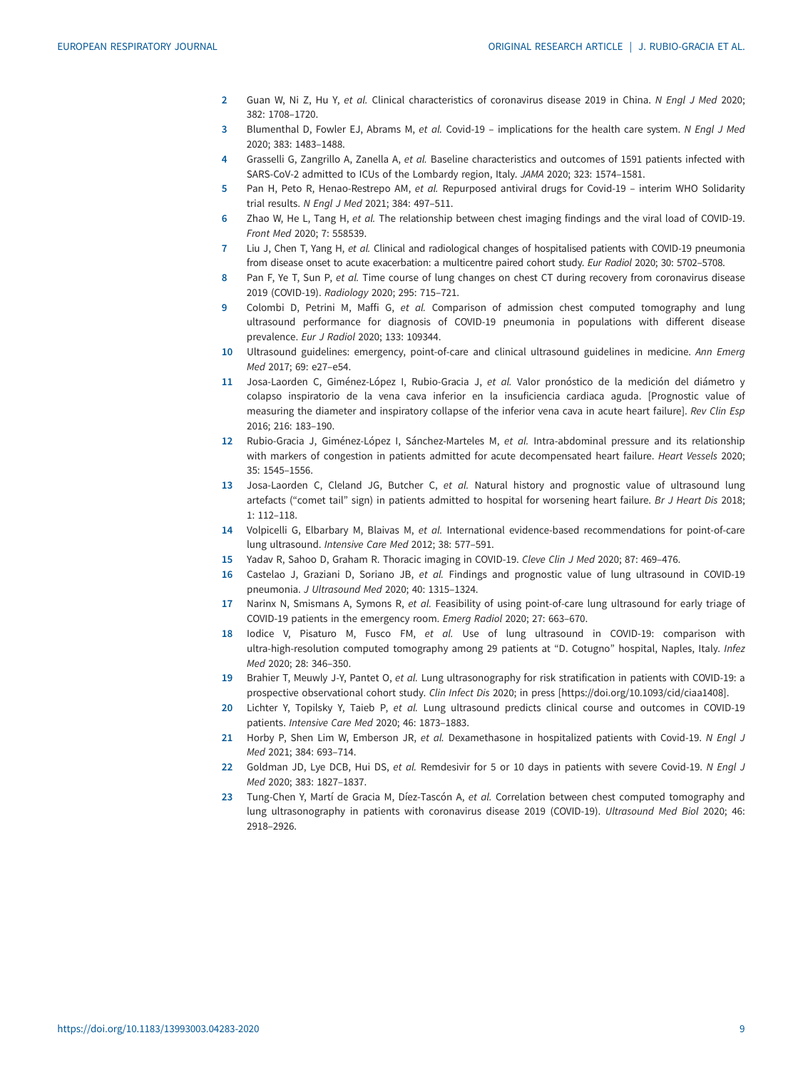2. Guan W, Ni Z, Hu Y, *et al.* Clinical characteristics of coronavirus disease 2019 in China. *N Engl J Med* 2020; 382: 1708–1720.
3. Blumenthal D, Fowler EJ, Abrams M, *et al.* Covid-19 – implications for the health care system. *N Engl J Med* 2020; 383: 1483–1488.
4. Grasselli G, Zangrillo A, Zanella A, *et al.* Baseline characteristics and outcomes of 1591 patients infected with SARS-CoV-2 admitted to ICUs of the Lombardy region, Italy. *JAMA* 2020; 323: 1574–1581.
5. Pan H, Peto R, Henao-Restrepo AM, *et al.* Repurposed antiviral drugs for Covid-19 – interim WHO Solidarity trial results. *N Engl J Med* 2021; 384: 497–511.
6. Zhao W, He L, Tang H, *et al.* The relationship between chest imaging findings and the viral load of COVID-19. *Front Med* 2020; 7: 558539.
7. Liu J, Chen T, Yang H, *et al.* Clinical and radiological changes of hospitalised patients with COVID-19 pneumonia from disease onset to acute exacerbation: a multicentre paired cohort study. *Eur Radiol* 2020; 30: 5702–5708.
8. Pan F, Ye T, Sun P, *et al.* Time course of lung changes on chest CT during recovery from coronavirus disease 2019 (COVID-19). *Radiology* 2020; 295: 715–721.
9. Colombi D, Petrini M, Maffi G, *et al.* Comparison of admission chest computed tomography and lung ultrasound performance for diagnosis of COVID-19 pneumonia in populations with different disease prevalence. *Eur J Radiol* 2020; 133: 109344.
10. Ultrasound guidelines: emergency, point-of-care and clinical ultrasound guidelines in medicine. *Ann Emerg Med* 2017; 69: e27–e54.
11. Josa-Laorden C, Giménez-López I, Rubio-Gracia J, *et al.* Valor pronóstico de la medición del diámetro y colapso inspiratorio de la vena cava inferior en la insuficiencia cardiaca aguda. [Prognostic value of measuring the diameter and inspiratory collapse of the inferior vena cava in acute heart failure]. *Rev Clin Esp* 2016; 216: 183–190.
12. Rubio-Gracia J, Giménez-López I, Sánchez-Marteles M, *et al.* Intra-abdominal pressure and its relationship with markers of congestion in patients admitted for acute decompensated heart failure. *Heart Vessels* 2020; 35: 1545–1556.
13. Josa-Laorden C, Cleland JG, Butcher C, *et al.* Natural history and prognostic value of ultrasound lung artefacts ("comet tail" sign) in patients admitted to hospital for worsening heart failure. *Br J Heart Dis* 2018; 1: 112–118.
14. Volpicelli G, Elbarbary M, Blaivas M, *et al.* International evidence-based recommendations for point-of-care lung ultrasound. *Intensive Care Med* 2012; 38: 577–591.
15. Yadav R, Sahoo D, Graham R. Thoracic imaging in COVID-19. *Cleve Clin J Med* 2020; 87: 469–476.
16. Castelao J, Graziani D, Soriano JB, *et al.* Findings and prognostic value of lung ultrasound in COVID-19 pneumonia. *J Ultrasound Med* 2020; 40: 1315–1324.
17. Narinx N, Smismans A, Symons R, *et al.* Feasibility of using point-of-care lung ultrasound for early triage of COVID-19 patients in the emergency room. *Emerg Radiol* 2020; 27: 663–670.
18. Iodice V, Pisaturo M, Fusco FM, *et al.* Use of lung ultrasound in COVID-19: comparison with ultra-high-resolution computed tomography among 29 patients at "D. Cotugno" hospital, Naples, Italy. *Infez Med* 2020; 28: 346–350.
19. Brahier T, Meuwly J-Y, Pantet O, *et al.* Lung ultrasonography for risk stratification in patients with COVID-19: a prospective observational cohort study. *Clin Infect Dis* 2020; in press [https://doi.org/10.1093/cid/ciaa1408].
20. Lichter Y, Topilsky Y, Taieb P, *et al.* Lung ultrasound predicts clinical course and outcomes in COVID-19 patients. *Intensive Care Med* 2020; 46: 1873–1883.
21. Horby P, Shen Lim W, Emberson JR, *et al.* Dexamethasone in hospitalized patients with Covid-19. *N Engl J Med* 2021; 384: 693–714.
22. Goldman JD, Lye DCB, Hui DS, *et al.* Remdesivir for 5 or 10 days in patients with severe Covid-19. *N Engl J Med* 2020; 383: 1827–1837.
23. Tung-Chen Y, Martí de Gracia M, Díez-Tascón A, *et al.* Correlation between chest computed tomography and lung ultrasonography in patients with coronavirus disease 2019 (COVID-19). *Ultrasound Med Biol* 2020; 46: 2918–2926.